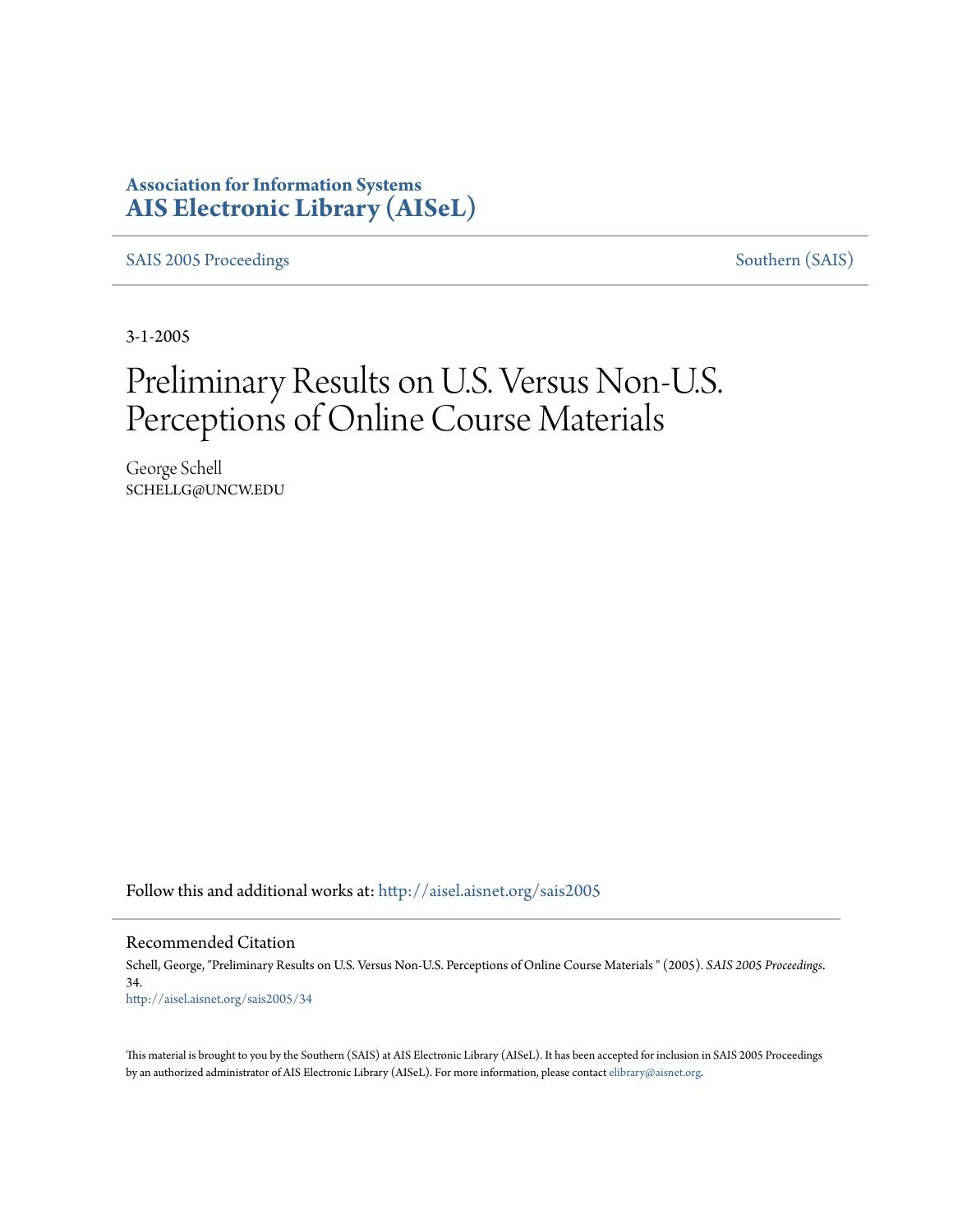**Association for Information Systems**
# AIS Electronic Library (AISeL)

SAIS 2005 Proceedings — Southern (SAIS)

3-1-2005

# Preliminary Results on U.S. Versus Non-U.S. Perceptions of Online Course Materials

George Schell
SCHELLG@UNCW.EDU

Follow this and additional works at: http://aisel.aisnet.org/sais2005

## Recommended Citation

Schell, George, "Preliminary Results on U.S. Versus Non-U.S. Perceptions of Online Course Materials " (2005). *SAIS 2005 Proceedings*. 34.
http://aisel.aisnet.org/sais2005/34

This material is brought to you by the Southern (SAIS) at AIS Electronic Library (AISeL). It has been accepted for inclusion in SAIS 2005 Proceedings by an authorized administrator of AIS Electronic Library (AISeL). For more information, please contact elibrary@aisnet.org.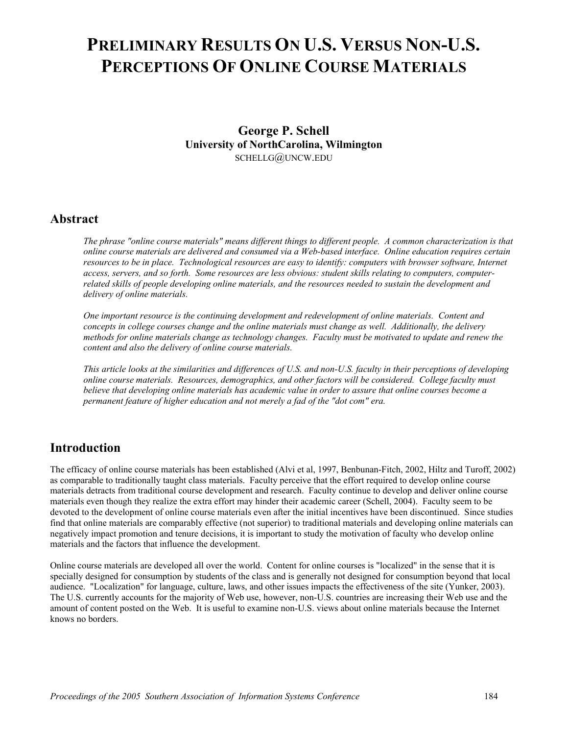# PRELIMINARY RESULTS ON U.S. VERSUS NON-U.S. PERCEPTIONS OF ONLINE COURSE MATERIALS

**George P. Schell**
**University of NorthCarolina, Wilmington**
SCHELLG@UNCW.EDU

## Abstract

*The phrase "online course materials" means different things to different people. A common characterization is that online course materials are delivered and consumed via a Web-based interface. Online education requires certain resources to be in place. Technological resources are easy to identify: computers with browser software, Internet access, servers, and so forth. Some resources are less obvious: student skills relating to computers, computer-related skills of people developing online materials, and the resources needed to sustain the development and delivery of online materials.*

*One important resource is the continuing development and redevelopment of online materials. Content and concepts in college courses change and the online materials must change as well. Additionally, the delivery methods for online materials change as technology changes. Faculty must be motivated to update and renew the content and also the delivery of online course materials.*

*This article looks at the similarities and differences of U.S. and non-U.S. faculty in their perceptions of developing online course materials. Resources, demographics, and other factors will be considered. College faculty must believe that developing online materials has academic value in order to assure that online courses become a permanent feature of higher education and not merely a fad of the "dot com" era.*

## Introduction

The efficacy of online course materials has been established (Alvi et al, 1997, Benbunan-Fitch, 2002, Hiltz and Turoff, 2002) as comparable to traditionally taught class materials. Faculty perceive that the effort required to develop online course materials detracts from traditional course development and research. Faculty continue to develop and deliver online course materials even though they realize the extra effort may hinder their academic career (Schell, 2004). Faculty seem to be devoted to the development of online course materials even after the initial incentives have been discontinued. Since studies find that online materials are comparably effective (not superior) to traditional materials and developing online materials can negatively impact promotion and tenure decisions, it is important to study the motivation of faculty who develop online materials and the factors that influence the development.

Online course materials are developed all over the world. Content for online courses is "localized" in the sense that it is specially designed for consumption by students of the class and is generally not designed for consumption beyond that local audience. "Localization" for language, culture, laws, and other issues impacts the effectiveness of the site (Yunker, 2003). The U.S. currently accounts for the majority of Web use, however, non-U.S. countries are increasing their Web use and the amount of content posted on the Web. It is useful to examine non-U.S. views about online materials because the Internet knows no borders.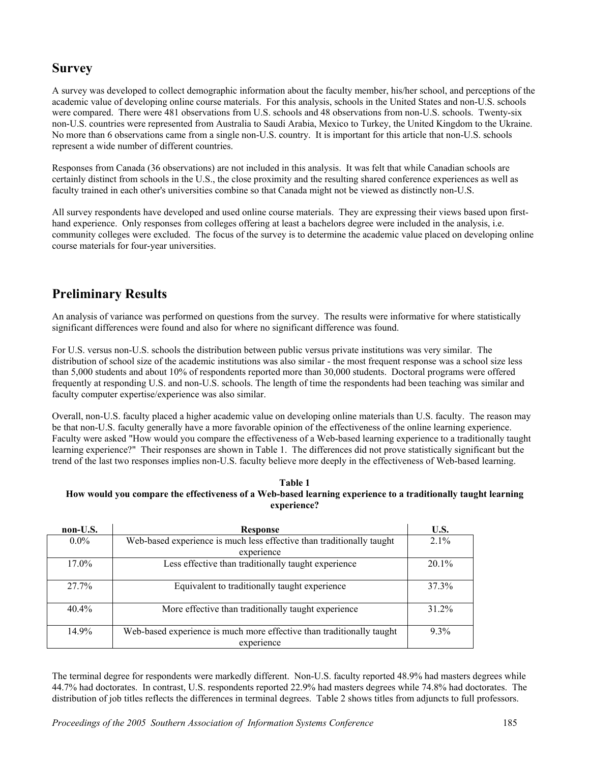## Survey

A survey was developed to collect demographic information about the faculty member, his/her school, and perceptions of the academic value of developing online course materials. For this analysis, schools in the United States and non-U.S. schools were compared. There were 481 observations from U.S. schools and 48 observations from non-U.S. schools. Twenty-six non-U.S. countries were represented from Australia to Saudi Arabia, Mexico to Turkey, the United Kingdom to the Ukraine. No more than 6 observations came from a single non-U.S. country. It is important for this article that non-U.S. schools represent a wide number of different countries.

Responses from Canada (36 observations) are not included in this analysis. It was felt that while Canadian schools are certainly distinct from schools in the U.S., the close proximity and the resulting shared conference experiences as well as faculty trained in each other's universities combine so that Canada might not be viewed as distinctly non-U.S.

All survey respondents have developed and used online course materials. They are expressing their views based upon first-hand experience. Only responses from colleges offering at least a bachelors degree were included in the analysis, i.e. community colleges were excluded. The focus of the survey is to determine the academic value placed on developing online course materials for four-year universities.

## Preliminary Results

An analysis of variance was performed on questions from the survey. The results were informative for where statistically significant differences were found and also for where no significant difference was found.

For U.S. versus non-U.S. schools the distribution between public versus private institutions was very similar. The distribution of school size of the academic institutions was also similar - the most frequent response was a school size less than 5,000 students and about 10% of respondents reported more than 30,000 students. Doctoral programs were offered frequently at responding U.S. and non-U.S. schools. The length of time the respondents had been teaching was similar and faculty computer expertise/experience was also similar.

Overall, non-U.S. faculty placed a higher academic value on developing online materials than U.S. faculty. The reason may be that non-U.S. faculty generally have a more favorable opinion of the effectiveness of the online learning experience. Faculty were asked "How would you compare the effectiveness of a Web-based learning experience to a traditionally taught learning experience?" Their responses are shown in Table 1. The differences did not prove statistically significant but the trend of the last two responses implies non-U.S. faculty believe more deeply in the effectiveness of Web-based learning.

**Table 1**
**How would you compare the effectiveness of a Web-based learning experience to a traditionally taught learning experience?**

| non-U.S. | Response | U.S. |
|---|---|---|
| 0.0% | Web-based experience is much less effective than traditionally taught experience | 2.1% |
| 17.0% | Less effective than traditionally taught experience | 20.1% |
| 27.7% | Equivalent to traditionally taught experience | 37.3% |
| 40.4% | More effective than traditionally taught experience | 31.2% |
| 14.9% | Web-based experience is much more effective than traditionally taught experience | 9.3% |

The terminal degree for respondents were markedly different. Non-U.S. faculty reported 48.9% had masters degrees while 44.7% had doctorates. In contrast, U.S. respondents reported 22.9% had masters degrees while 74.8% had doctorates. The distribution of job titles reflects the differences in terminal degrees. Table 2 shows titles from adjuncts to full professors.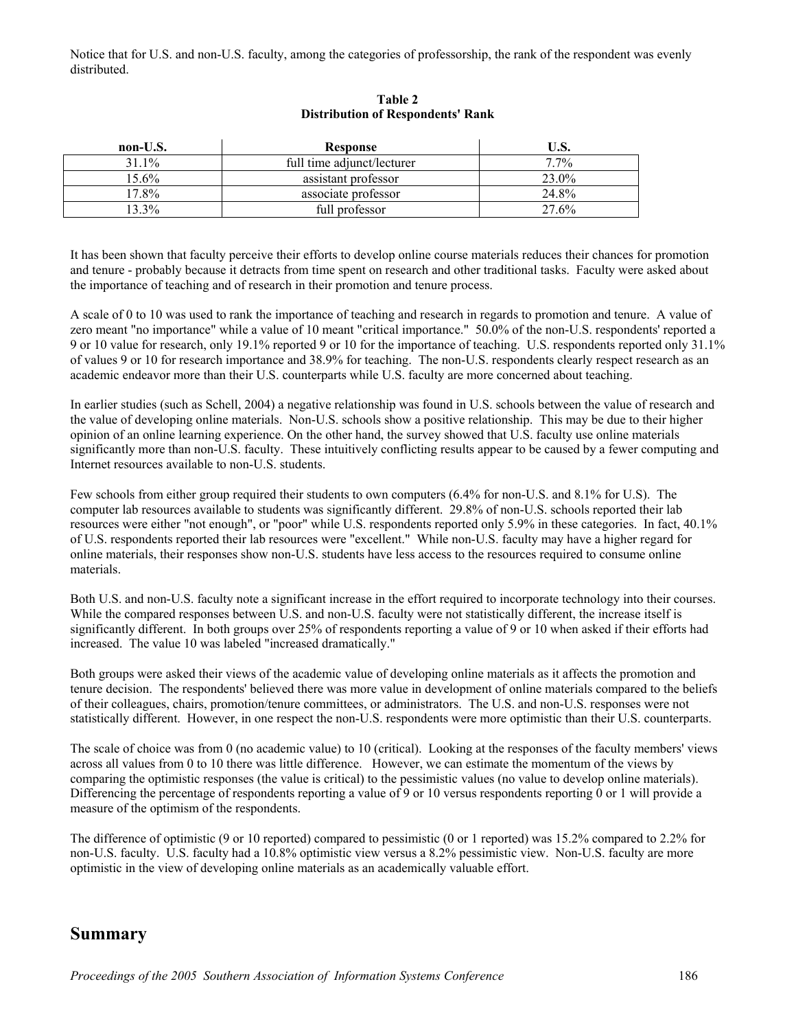Notice that for U.S. and non-U.S. faculty, among the categories of professorship, the rank of the respondent was evenly distributed.

**Table 2**
**Distribution of Respondents' Rank**

| non-U.S. | Response | U.S. |
|---|---|---|
| 31.1% | full time adjunct/lecturer | 7.7% |
| 15.6% | assistant professor | 23.0% |
| 17.8% | associate professor | 24.8% |
| 13.3% | full professor | 27.6% |

It has been shown that faculty perceive their efforts to develop online course materials reduces their chances for promotion and tenure - probably because it detracts from time spent on research and other traditional tasks. Faculty were asked about the importance of teaching and of research in their promotion and tenure process.

A scale of 0 to 10 was used to rank the importance of teaching and research in regards to promotion and tenure. A value of zero meant "no importance" while a value of 10 meant "critical importance." 50.0% of the non-U.S. respondents' reported a 9 or 10 value for research, only 19.1% reported 9 or 10 for the importance of teaching. U.S. respondents reported only 31.1% of values 9 or 10 for research importance and 38.9% for teaching. The non-U.S. respondents clearly respect research as an academic endeavor more than their U.S. counterparts while U.S. faculty are more concerned about teaching.

In earlier studies (such as Schell, 2004) a negative relationship was found in U.S. schools between the value of research and the value of developing online materials. Non-U.S. schools show a positive relationship. This may be due to their higher opinion of an online learning experience. On the other hand, the survey showed that U.S. faculty use online materials significantly more than non-U.S. faculty. These intuitively conflicting results appear to be caused by a fewer computing and Internet resources available to non-U.S. students.

Few schools from either group required their students to own computers (6.4% for non-U.S. and 8.1% for U.S). The computer lab resources available to students was significantly different. 29.8% of non-U.S. schools reported their lab resources were either "not enough", or "poor" while U.S. respondents reported only 5.9% in these categories. In fact, 40.1% of U.S. respondents reported their lab resources were "excellent." While non-U.S. faculty may have a higher regard for online materials, their responses show non-U.S. students have less access to the resources required to consume online materials.

Both U.S. and non-U.S. faculty note a significant increase in the effort required to incorporate technology into their courses. While the compared responses between U.S. and non-U.S. faculty were not statistically different, the increase itself is significantly different. In both groups over 25% of respondents reporting a value of 9 or 10 when asked if their efforts had increased. The value 10 was labeled "increased dramatically."

Both groups were asked their views of the academic value of developing online materials as it affects the promotion and tenure decision. The respondents' believed there was more value in development of online materials compared to the beliefs of their colleagues, chairs, promotion/tenure committees, or administrators. The U.S. and non-U.S. responses were not statistically different. However, in one respect the non-U.S. respondents were more optimistic than their U.S. counterparts.

The scale of choice was from 0 (no academic value) to 10 (critical). Looking at the responses of the faculty members' views across all values from 0 to 10 there was little difference. However, we can estimate the momentum of the views by comparing the optimistic responses (the value is critical) to the pessimistic values (no value to develop online materials). Differencing the percentage of respondents reporting a value of 9 or 10 versus respondents reporting 0 or 1 will provide a measure of the optimism of the respondents.

The difference of optimistic (9 or 10 reported) compared to pessimistic (0 or 1 reported) was 15.2% compared to 2.2% for non-U.S. faculty. U.S. faculty had a 10.8% optimistic view versus a 8.2% pessimistic view. Non-U.S. faculty are more optimistic in the view of developing online materials as an academically valuable effort.

## Summary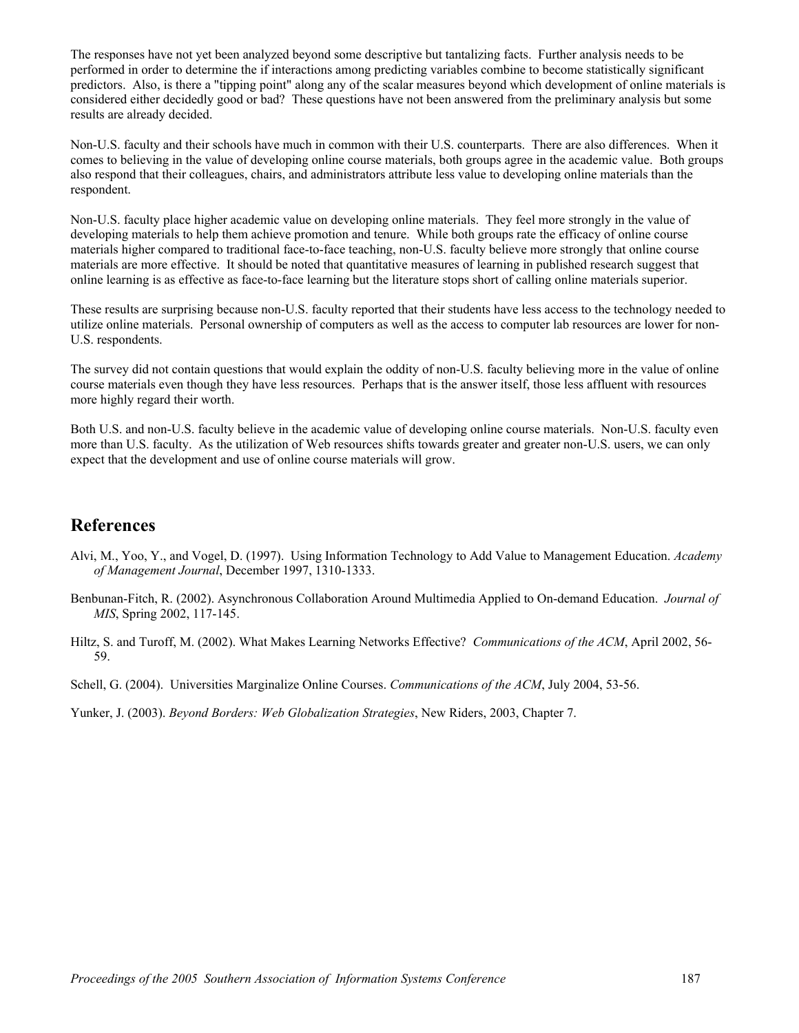The responses have not yet been analyzed beyond some descriptive but tantalizing facts. Further analysis needs to be performed in order to determine the if interactions among predicting variables combine to become statistically significant predictors. Also, is there a "tipping point" along any of the scalar measures beyond which development of online materials is considered either decidedly good or bad? These questions have not been answered from the preliminary analysis but some results are already decided.

Non-U.S. faculty and their schools have much in common with their U.S. counterparts. There are also differences. When it comes to believing in the value of developing online course materials, both groups agree in the academic value. Both groups also respond that their colleagues, chairs, and administrators attribute less value to developing online materials than the respondent.

Non-U.S. faculty place higher academic value on developing online materials. They feel more strongly in the value of developing materials to help them achieve promotion and tenure. While both groups rate the efficacy of online course materials higher compared to traditional face-to-face teaching, non-U.S. faculty believe more strongly that online course materials are more effective. It should be noted that quantitative measures of learning in published research suggest that online learning is as effective as face-to-face learning but the literature stops short of calling online materials superior.

These results are surprising because non-U.S. faculty reported that their students have less access to the technology needed to utilize online materials. Personal ownership of computers as well as the access to computer lab resources are lower for non-U.S. respondents.

The survey did not contain questions that would explain the oddity of non-U.S. faculty believing more in the value of online course materials even though they have less resources. Perhaps that is the answer itself, those less affluent with resources more highly regard their worth.

Both U.S. and non-U.S. faculty believe in the academic value of developing online course materials. Non-U.S. faculty even more than U.S. faculty. As the utilization of Web resources shifts towards greater and greater non-U.S. users, we can only expect that the development and use of online course materials will grow.

## References

Alvi, M., Yoo, Y., and Vogel, D. (1997). Using Information Technology to Add Value to Management Education. *Academy of Management Journal*, December 1997, 1310-1333.

Benbunan-Fitch, R. (2002). Asynchronous Collaboration Around Multimedia Applied to On-demand Education. *Journal of MIS*, Spring 2002, 117-145.

Hiltz, S. and Turoff, M. (2002). What Makes Learning Networks Effective? *Communications of the ACM*, April 2002, 56-59.

Schell, G. (2004). Universities Marginalize Online Courses. *Communications of the ACM*, July 2004, 53-56.

Yunker, J. (2003). *Beyond Borders: Web Globalization Strategies*, New Riders, 2003, Chapter 7.